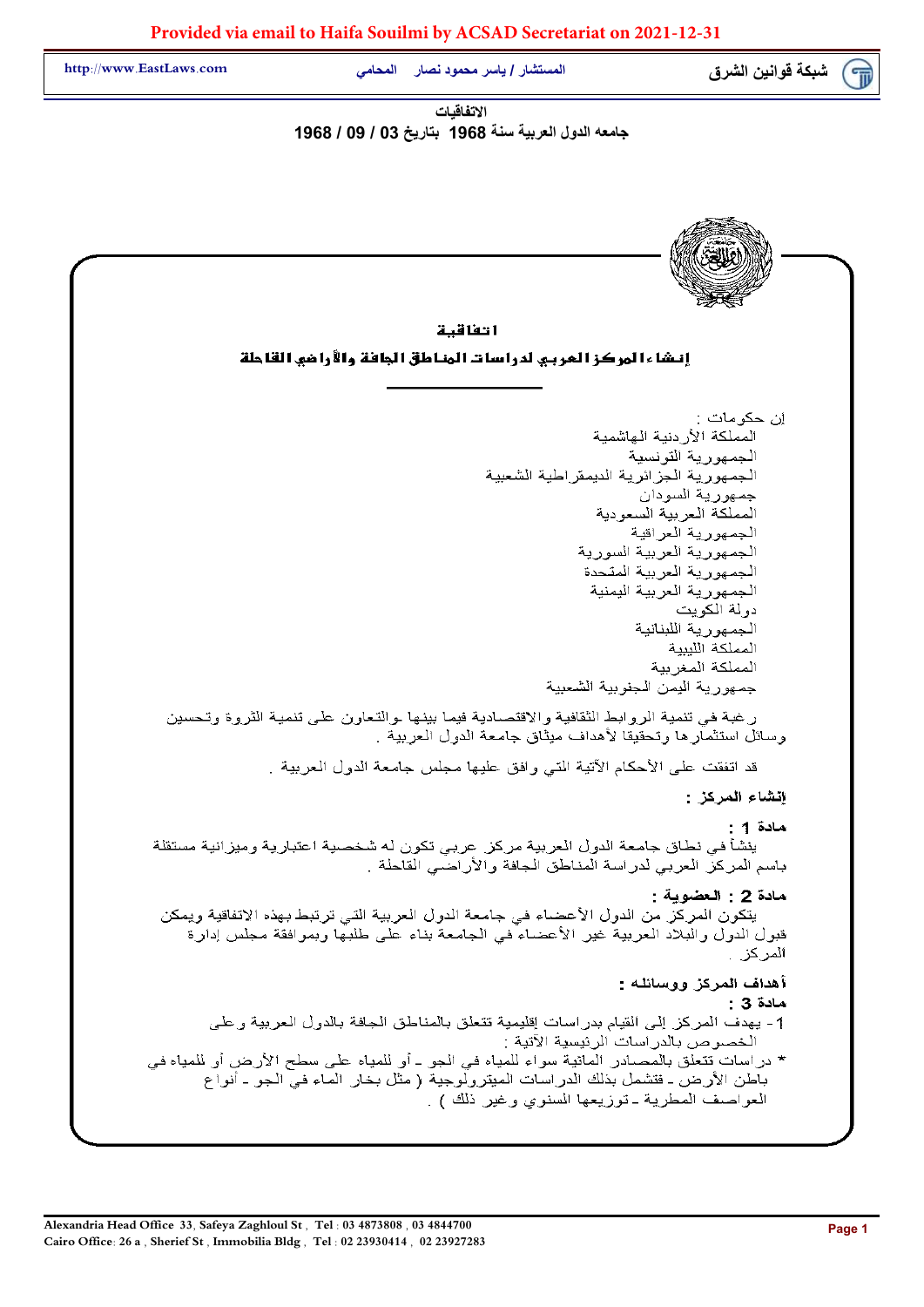الاتفاقيات

جامعه الدول العربية سنة 1968 بتاريخ 03 / 09 / 1968

# اتفاقية

## إنشاء المركز العربي لدراسات المناطق الجافة والأراضي القاحلة

إن حكومات :

المملكة الأردنية الهاشمية
الجمهورية التونسية
الجمهورية الجزائرية الديمقراطية الشعبية
جمهورية السودان
المملكة العربية السعودية
الجمهورية العراقية
الجمهورية العربية السورية
الجمهورية العربية المتحدة
الجمهورية العربية اليمنية
دولة الكويت
الجمهورية اللبنانية
المملكة الليبية
المملكة المغربية
جمهورية اليمن الجنوبية الشعبية

رغبة في تنمية الروابط الثقافية والاقتصادية فيما بينها والتعاون على تنمية الثروة وتحسين وسائل استثمارها وتحقيقا لأهداف ميثاق جامعة الدول العربية .

قد اتفقت على الأحكام الآتية التي وافق عليها مجلس جامعة الدول العربية .

**إنشاء المركز :**

**مادة 1 :**
ينشأ في نطاق جامعة الدول العربية مركز عربي تكون له شخصية اعتبارية وميزانية مستقلة باسم المركز العربي لدراسة المناطق الجافة والأراضي القاحلة .

**مادة 2 : العضوية :**
يتكون المركز من الدول الأعضاء في جامعة الدول العربية التي ترتبط بهذه الاتفاقية ويمكن قبول الدول والبلاد العربية غير الأعضاء في الجامعة بناء على طلبها وبموافقة مجلس إدارة المركز .

**أهداف المركز ووسائله :**

**مادة 3 :**
1- يهدف المركز إلى القيام بدراسات إقليمية تتعلق بالمناطق الجافة بالدول العربية وعلى الخصوص بالدراسات الرئيسية الآتية :

* دراسات تتعلق بالمصادر المائية سواء للمياه في الجو ـ أو للمياه على سطح الأرض أو للمياه في باطن الأرض ـ فتشمل بذلك الدراسات الميترولوجية ( مثل بخار الماء في الجو ـ أنواع العواصف المطرية ـ توزيعها السنوي وغير ذلك ) .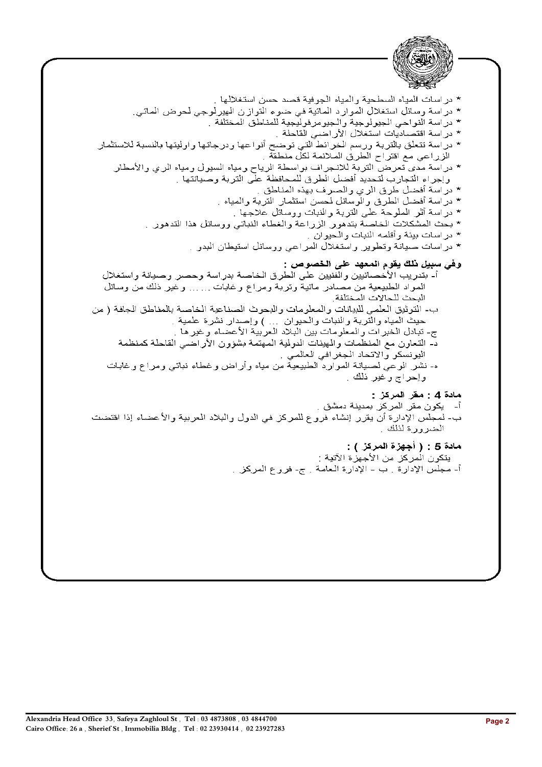* دراسات المياه السطحية والمياه الجوفية قصد حسن استغلالها .
* دراسة وسائل استغلال الموارد المائية في ضوء التوازن الهيدرلوجي لحوض المائي.
* دراسة النواحي الجيولوجية والجيومرفولجية للمناطق المختلفة .
* دراسة اقتصاديات استغلال الأراضي القاحلة .
* دراسة تتعلق بالتربة ورسم الخرائط التي توضح أنواعها ودرجاتها واوليتها بالنسبة للاستثمار الزراعي مع اقتراح الطرق الملائمة لكل منطقة .
* دراسة مدى تعرض التربة للانجراف بواسطة الرياح ومياه السيول ومياه الري والأمطار وإجراء التجارب لتحديد أفضل الطرق للمحافظة على التربة وصيانتها .
* دراسة أفضل طرق الري والصرف بهذه المناطق .
* دراسة أفضل الطرق والوسائل لحسن استثمار التربة والمياه .
* دراسة أثر الملوحة على التربة والنبات ووسائل علاجها .
* بحث المشكلات الخاصة بتدهور الزراعة والغطاء النباتي ووسائل هذا التدهور .
* دراسات بيئة وأقلمه النبات والحيوان .
* دراسات صيانة وتطوير واستغلال المراعي ووسائل استيطان البدو .

**وفي سبيل ذلك يقوم المعهد على الخصوص :**

أ- بتدريب الأخصائيين والفنيين على الطرق الخاصة بدراسة وحصر وصيانة واستغلال المواد الطبيعية من مصادر مائية وتربة ومراع وغابات ...... وغير ذلك من وسائل البحث للحالات المختلفة.

ب- التوثيق العلمي للبيانات والمعلومات والبحوث الصناعية الخاصة بالمناطق الجافة ( من حيث المياه والتربة والنبات والحيوان ... ) وإصدار نشرة علمية .

ج- تبادل الخبرات والمعلومات بين البلاد العربية الأعضاء وغيرها .

د- التعاون مع المنظمات والهيئات الدولية المهتمة بشؤون الأراضي القاحلة كمنظمة اليونسكو والاتحاد الجغرافي العالمي .

ه- نشر الوعي لصيانة الموارد الطبيعية من مياه وأراض وغطاء نباتي ومراع وغابات وإحراج وغير ذلك .

**مادة 4 : مقر المركز :**

أ- يكون مقر المركز بمدينة دمشق .

ب- لمجلس الإدارة أن يقرر إنشاء فروع للمركز في الدول والبلاد العربية والأعضاء إذا اقتضت الضرورة لذلك .

**مادة 5 : ( أجهزة المركز ) :**

يتكون المركز من الأجهزة الآتية :

أ- مجلس الإدارة . ب - الإدارة العامة . ج- فروع المركز .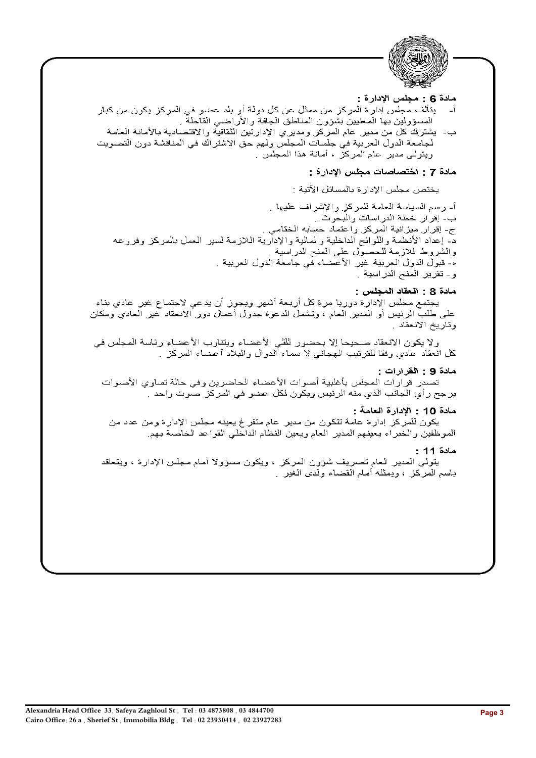**مادة 6 : مجلس الإدارة :**

أ- يتألف مجلس إدارة المركز من ممثل عن كل دولة أو بلد عضو في المركز يكون من كبار المسؤولين بها المعنيين بشؤون المناطق الجافة والأراضي القاحلة .

ب- يشترك كل من مدير عام المركز ومديري الإدارتين الثقافية والاقتصادية بالأمانة العامة لجامعة الدول العربية في جلسات المجلس ولهم حق الاشتراك في المناقشة دون التصويت ويتولى مدير عام المركز ، أمانة هذا المجلس .

**مادة 7 : اختصاصات مجلس الإدارة :**

يختص مجلس الإدارة بالمسائل الآتية :

أ- رسم السياسة العامة للمركز والإشراف عليها .
ب- إقرار خطة الدراسات والبحوث .
ج- إقرار ميزانية المركز واعتماد حسابه الختامي .
د- إعداد الأنظمة واللوائح الداخلية والمالية والإدارية اللازمة لسير العمل بالمركز وفروعه والشروط اللازمة للحصول على المنح الدراسية .
هـ- قبول الدول العربية غير الأعضاء في جامعة الدول العربية .
و- تقرير المنح الدراسية .

**مادة 8 : انعقاد المجلس :**

يجتمع مجلس الإدارة دوريا مرة كل أربعة أشهر ويجوز أن يدعي لاجتماع غير عادي بناء على طلب الرئيس أو المدير العام ، وتشمل الدعوة جدول أعمال دور الانعقاد غير العادي ومكان وتاريخ الانعقاد .

ولا يكون الانعقاد صحيحا إلا بحضور ثلثي الأعضاء ويتناوب الأعضاء رئاسة المجلس في كل انعقاد عادي وفقا للترتيب الهجائي لا سماء الدول والبلاد أعضاء المركز .

**مادة 9 : القرارات :**

تصدر قرارات المجلس بأغلبية أصوات الأعضاء الحاضرين وفي حالة تساوي الأصوات يرجح رأي الجانب الذي منه الرئيس ويكون لكل عضو في المركز صوت واحد .

**مادة 10 : الإدارة العامة :**

يكون للمركز إدارة عامة تتكون من مدير عام متفرغ يعينه مجلس الإدارة ومن عدد من الموظفين والخبراء يعينهم المدير العام ويعين النظام الداخلي القواعد الخاصة بهم.

**مادة 11 :**

يتولى المدير العام تصريف شؤون المركز ، ويكون مسؤولا أمام مجلس الإدارة ، ويتعاقد باسم المركز ، ويمثله أمام القضاء ولدى الغير .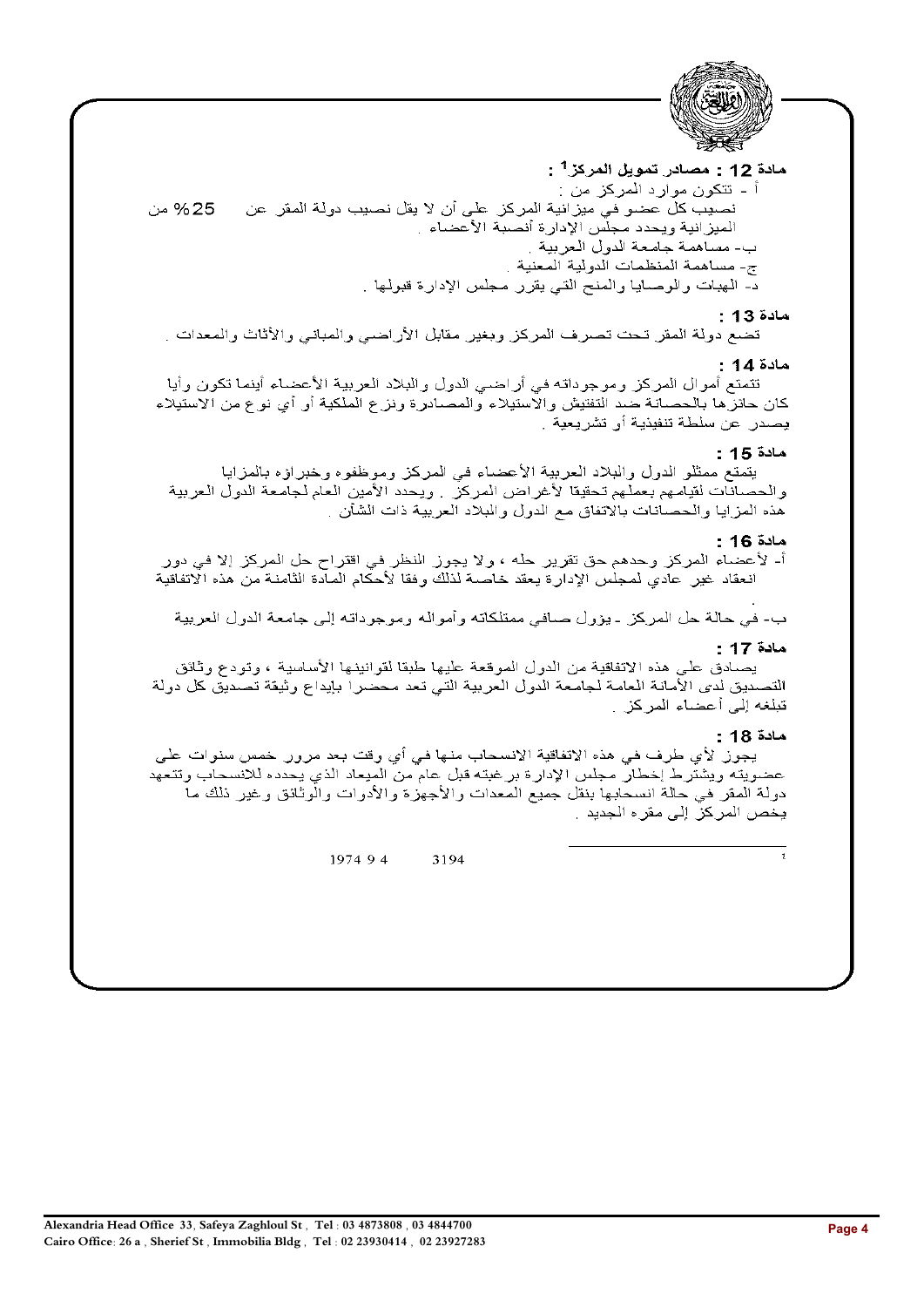**مادة 12 : مصادر تمويل المركز[1] :**

أ - تتكون موارد المركز من :
نصيب كل عضو في ميزانية المركز على أن لا يقل نصيب دولة المقر عن 25% من الميزانية ويحدد مجلس الإدارة أنصبة الأعضاء .
ب- مساهمة جامعة الدول العربية .
ج- مساهمة المنظمات الدولية المعنية .
د- الهبات والوصايا والمنح التي يقرر مجلس الإدارة قبولها .

**مادة 13 :**

تضع دولة المقر تحت تصرف المركز وبغير مقابل الأراضي والمباني والأثاث والمعدات .

**مادة 14 :**

تتمتع أموال المركز وموجوداته في أراضي الدول والبلاد العربية الأعضاء أينما تكون وأيا كان حائزها بالحصانة ضد التفتيش والاستيلاء والمصادرة ونزع الملكية أو أي نوع من الاستيلاء يصدر عن سلطة تنفيذية أو تشريعية .

**مادة 15 :**

يتمتع ممثلو الدول والبلاد العربية الأعضاء في المركز وموظفوه وخبراؤه بالمزايا والحصانات لقيامهم بعملهم تحقيقا لأغراض المركز . ويحدد الأمين العام لجامعة الدول العربية هذه المزايا والحصانات بالاتفاق مع الدول والبلاد العربية ذات الشأن .

**مادة 16 :**

أ- لأعضاء المركز وحدهم حق تقرير حله ، ولا يجوز النظر في اقتراح حل المركز إلا في دور انعقاد غير عادي لمجلس الإدارة يعقد خاصة لذلك وفقا لأحكام المادة الثامنة من هذه الاتفاقية .
ب- في حالة حل المركز - يؤول صافي ممتلكاته وأمواله وموجوداته إلى جامعة الدول العربية

**مادة 17 :**

يصادق على هذه الاتفاقية من الدول الموقعة عليها طبقا لقوانينها الأساسية ، وتودع وثائق التصديق لدى الأمانة العامة لجامعة الدول العربية التي تعد محضرا بإيداع وثيقة تصديق كل دولة تبلغه إلى أعضاء المركز .

**مادة 18 :**

يجوز لأي طرف في هذه الاتفاقية الانسحاب منها في أي وقت بعد مرور خمس سنوات على عضويته ويشترط إخطار مجلس الإدارة برغبته قبل عام من الميعاد الذي يحدده للانسحاب وتتعهد دولة المقر في حالة انسحابها بنقل جميع المعدات والأجهزة والأدوات والوثائق وغير ذلك مما يخص المركز إلى مقره الجديد .

---

[1] 3194 1974 9 4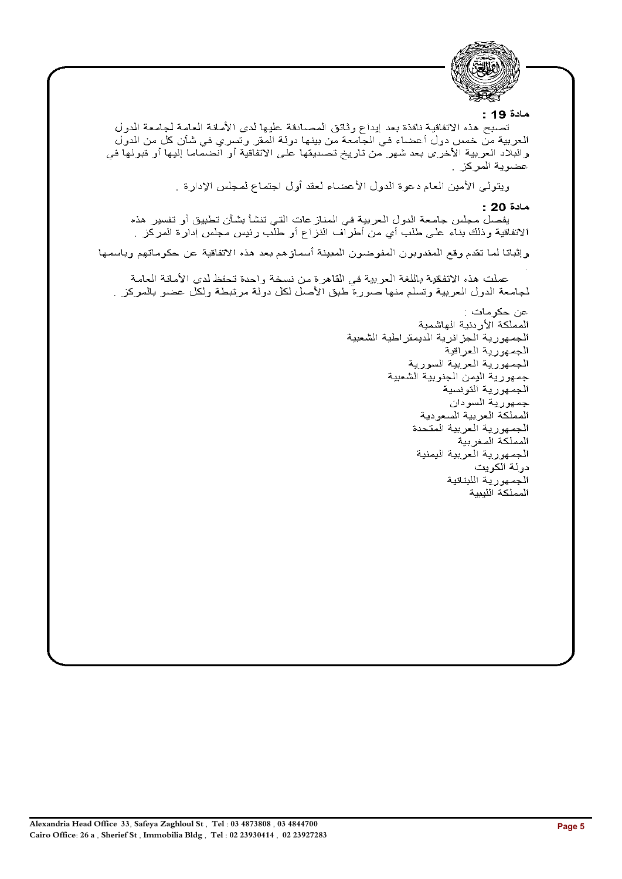**مادة 19 :**

تصبح هذه الاتفاقية نافذة بعد إيداع وثائق المصادقة عليها لدى الأمانة العامة لجامعة الدول العربية من خمس دول أعضاء في الجامعة من بينها دولة المقر وتسري في شأن كل من الدول والبلاد العربية الأخرى بعد شهر من تاريخ تصديقها على الاتفاقية أو انضمامها إليها أو قبولها في عضوية المركز .

ويتولى الأمين العام دعوة الدول الأعضاء لعقد أول اجتماع لمجلس الإدارة .

**مادة 20 :**

يفصل مجلس جامعة الدول العربية في المنازعات التي تنشأ بشأن تطبيق أو تفسير هذه الاتفاقية وذلك بناء على طلب أي من أطراف النزاع أو طلب رئيس مجلس إدارة المركز .

وإثباتا لما تقدم وقع المندوبون المفوضون المبينة أسماؤهم بعد هذه الاتفاقية عن حكوماتهم وباسمها .

عملت هذه الاتفاقية باللغة العربية في القاهرة من نسخة واحدة تحفظ لدى الأمانة العامة لجامعة الدول العربية وتسلم منها صورة طبق الأصل لكل دولة مرتبطة ولكل عضو بالمركز .

عن حكومات :

المملكة الأردنية الهاشمية
الجمهورية الجزائرية الديمقراطية الشعبية
الجمهورية العراقية
الجمهورية العربية السورية
جمهورية اليمن الجنوبية الشعبية
الجمهورية التونسية
جمهورية السودان
المملكة العربية السعودية
الجمهورية العربية المتحدة
المملكة المغربية
الجمهورية العربية اليمنية
دولة الكويت
الجمهورية اللبنانية
المملكة الليبية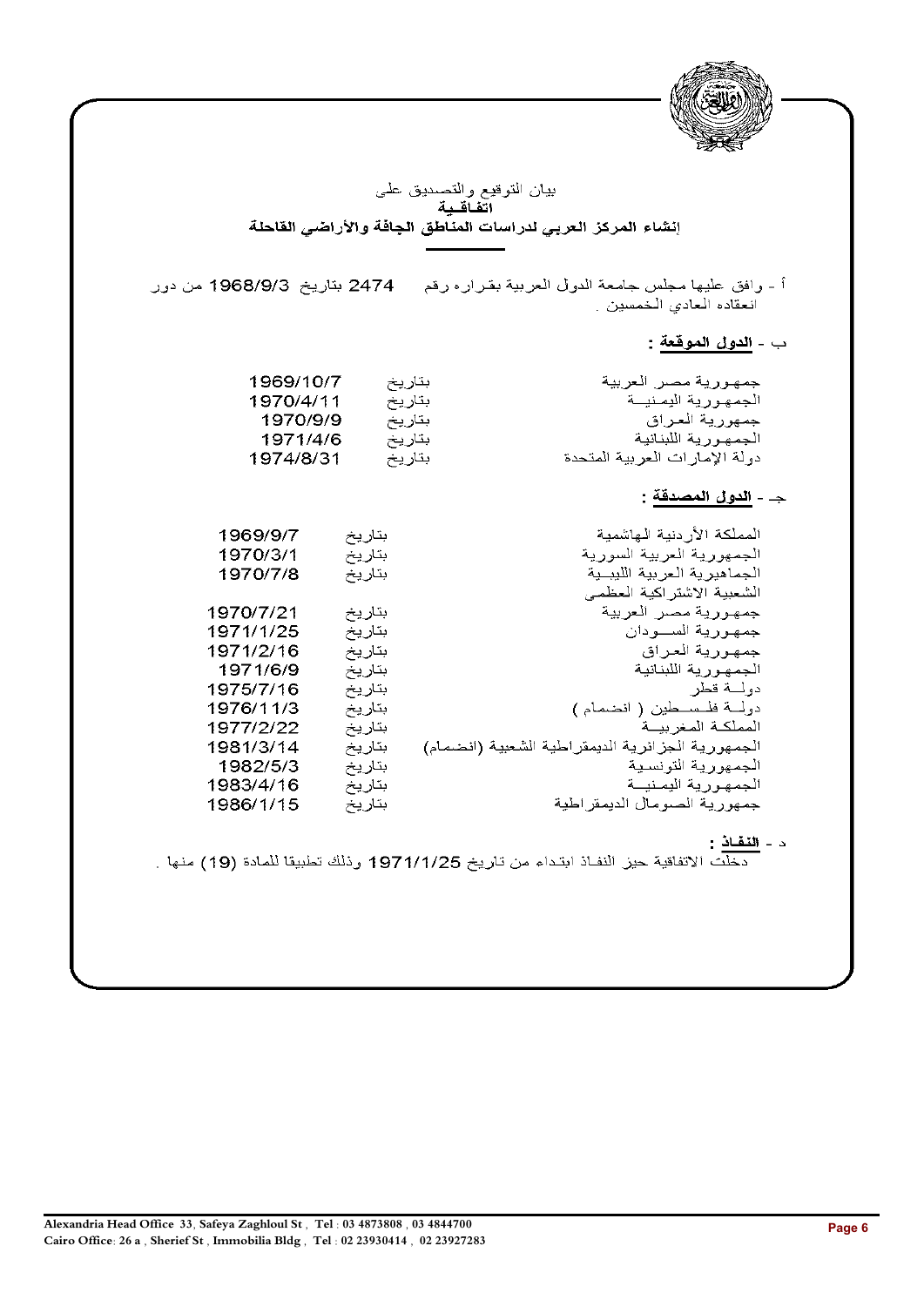بيان التوقيع والتصديق على

**اتفاقية**

**إنشاء المركز العربي لدراسات المناطق الجافة والأراضي القاحلة**

أ - وافق عليها مجلس جامعة الدول العربية بقراره رقم 2474 بتاريخ 1968/9/3 من دور انعقاده العادي الخمسين .

ب - **الدول الموقعة :**

| | | |
|---|---|---|
| جمهورية مصر العربية | بتاريخ | 1969/10/7 |
| الجمهورية اليمنية | بتاريخ | 1970/4/11 |
| جمهورية العراق | بتاريخ | 1970/9/9 |
| الجمهورية اللبنانية | بتاريخ | 1971/4/6 |
| دولة الإمارات العربية المتحدة | بتاريخ | 1974/8/31 |

جـ - **الدول المصدقة :**

| | | |
|---|---|---|
| المملكة الأردنية الهاشمية | بتاريخ | 1969/9/7 |
| الجمهورية العربية السورية | بتاريخ | 1970/3/1 |
| الجماهيرية العربية الليبية الشعبية الاشتراكية العظمى | بتاريخ | 1970/7/8 |
| جمهورية مصر العربية | بتاريخ | 1970/7/21 |
| جمهورية السودان | بتاريخ | 1971/1/25 |
| جمهورية العراق | بتاريخ | 1971/2/16 |
| الجمهورية اللبنانية | بتاريخ | 1971/6/9 |
| دولة قطر | بتاريخ | 1975/7/16 |
| دولة فلسطين ( انضمام ) | بتاريخ | 1976/11/3 |
| المملكة المغربية | بتاريخ | 1977/2/22 |
| الجمهورية الجزائرية الديمقراطية الشعبية (انضمام) | بتاريخ | 1981/3/14 |
| الجمهورية التونسية | بتاريخ | 1982/5/3 |
| الجمهورية اليمنية | بتاريخ | 1983/4/16 |
| جمهورية الصومال الديمقراطية | بتاريخ | 1986/1/15 |

د - **النفاذ :**

دخلت الاتفاقية حيز النفاذ ابتداء من تاريخ 1971/1/25 وذلك تطبيقا للمادة (19) منها .